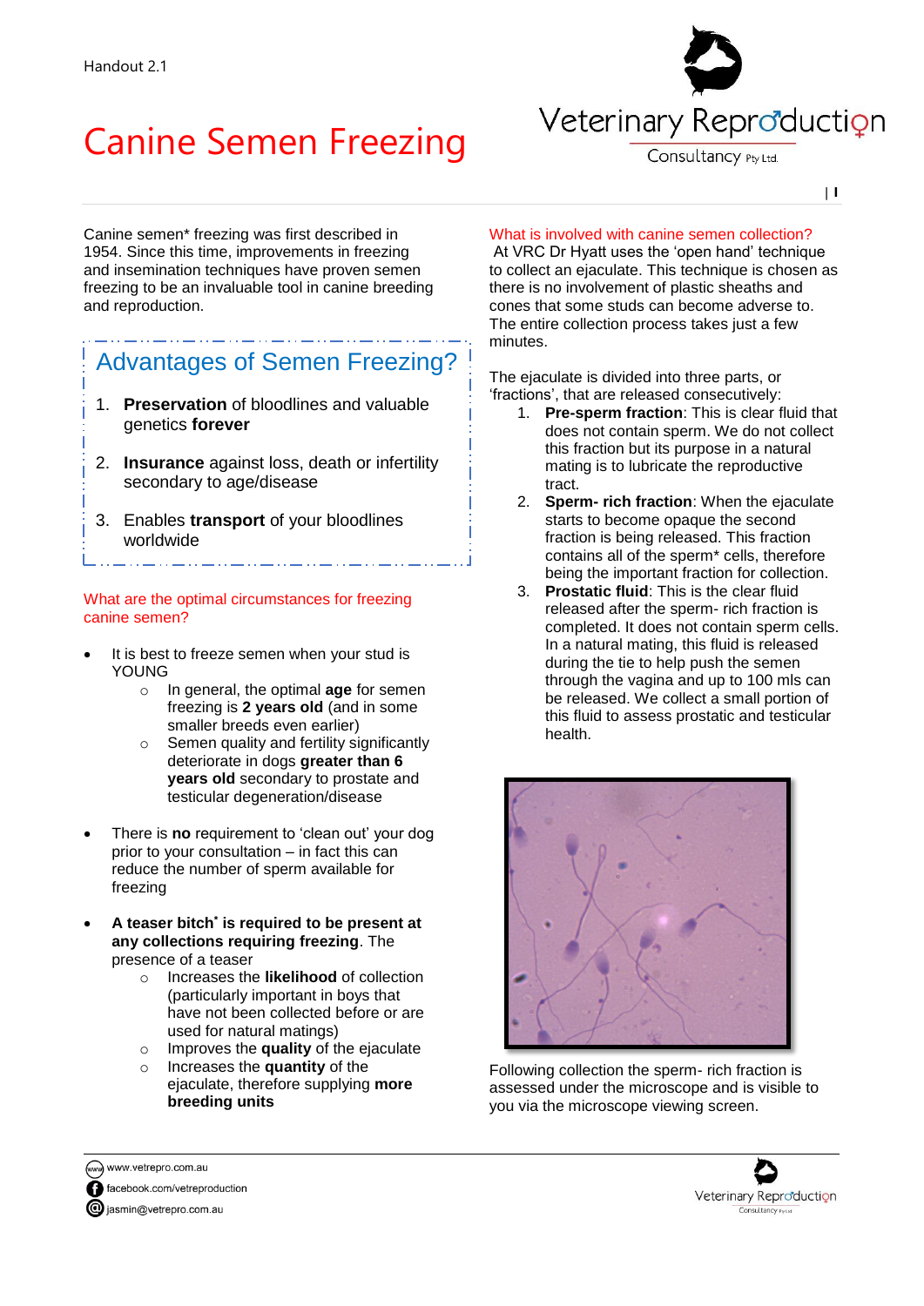Handout 2.1

# Canine Semen Freezing

Canine semen* freezing was first described in 1954. Since this time, improvements in freezing and insemination techniques have proven semen freezing to be an invaluable tool in canine breeding and reproduction.

## Advantages of Semen Freezing?

1. **Preservation** of bloodlines and valuable genetics **forever**
2. **Insurance** against loss, death or infertility secondary to age/disease
3. Enables **transport** of your bloodlines worldwide

### What are the optimal circumstances for freezing canine semen?

- It is best to freeze semen when your stud is YOUNG
  - In general, the optimal **age** for semen freezing is **2 years old** (and in some smaller breeds even earlier)
  - Semen quality and fertility significantly deteriorate in dogs **greater than 6 years old** secondary to prostate and testicular degeneration/disease
- There is **no** requirement to 'clean out' your dog prior to your consultation – in fact this can reduce the number of sperm available for freezing
- **A teaser bitch* is required to be present at any collections requiring freezing**. The presence of a teaser
  - Increases the **likelihood** of collection (particularly important in boys that have not been collected before or are used for natural matings)
  - Improves the **quality** of the ejaculate
  - Increases the **quantity** of the ejaculate, therefore supplying **more breeding units**

### What is involved with canine semen collection?

At VRC Dr Hyatt uses the 'open hand' technique to collect an ejaculate. This technique is chosen as there is no involvement of plastic sheaths and cones that some studs can become adverse to. The entire collection process takes just a few minutes.

The ejaculate is divided into three parts, or 'fractions', that are released consecutively:

1. **Pre-sperm fraction**: This is clear fluid that does not contain sperm. We do not collect this fraction but its purpose in a natural mating is to lubricate the reproductive tract.
2. **Sperm- rich fraction**: When the ejaculate starts to become opaque the second fraction is being released. This fraction contains all of the sperm* cells, therefore being the important fraction for collection.
3. **Prostatic fluid**: This is the clear fluid released after the sperm- rich fraction is completed. It does not contain sperm cells. In a natural mating, this fluid is released during the tie to help push the semen through the vagina and up to 100 mls can be released. We collect a small portion of this fluid to assess prostatic and testicular health.

Following collection the sperm- rich fraction is assessed under the microscope and is visible to you via the microscope viewing screen.

www.vetrepro.com.au
facebook.com/vetreproduction
jasmin@vetrepro.com.au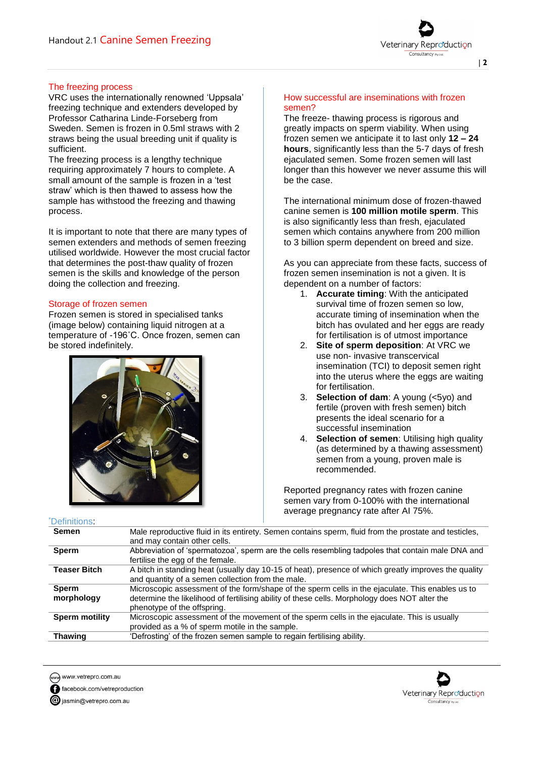## The freezing process

VRC uses the internationally renowned 'Uppsala' freezing technique and extenders developed by Professor Catharina Linde-Forseberg from Sweden. Semen is frozen in 0.5ml straws with 2 straws being the usual breeding unit if quality is sufficient.

The freezing process is a lengthy technique requiring approximately 7 hours to complete. A small amount of the sample is frozen in a 'test straw' which is then thawed to assess how the sample has withstood the freezing and thawing process.

It is important to note that there are many types of semen extenders and methods of semen freezing utilised worldwide. However the most crucial factor that determines the post-thaw quality of frozen semen is the skills and knowledge of the person doing the collection and freezing.

## Storage of frozen semen

Frozen semen is stored in specialised tanks (image below) containing liquid nitrogen at a temperature of -196˚C. Once frozen, semen can be stored indefinitely.

## How successful are inseminations with frozen semen?

The freeze- thawing process is rigorous and greatly impacts on sperm viability. When using frozen semen we anticipate it to last only **12 – 24 hours**, significantly less than the 5-7 days of fresh ejaculated semen. Some frozen semen will last longer than this however we never assume this will be the case.

The international minimum dose of frozen-thawed canine semen is **100 million motile sperm**. This is also significantly less than fresh, ejaculated semen which contains anywhere from 200 million to 3 billion sperm dependent on breed and size.

As you can appreciate from these facts, success of frozen semen insemination is not a given. It is dependent on a number of factors:

1. **Accurate timing**: With the anticipated survival time of frozen semen so low, accurate timing of insemination when the bitch has ovulated and her eggs are ready for fertilisation is of utmost importance
2. **Site of sperm deposition**: At VRC we use non- invasive transcervical insemination (TCI) to deposit semen right into the uterus where the eggs are waiting for fertilisation.
3. **Selection of dam**: A young (<5yo) and fertile (proven with fresh semen) bitch presents the ideal scenario for a successful insemination
4. **Selection of semen**: Utilising high quality (as determined by a thawing assessment) semen from a young, proven male is recommended.

Reported pregnancy rates with frozen canine semen vary from 0-100% with the international average pregnancy rate after AI 75%.

## *Definitions:

| | |
|---|---|
| **Semen** | Male reproductive fluid in its entirety. Semen contains sperm, fluid from the prostate and testicles, and may contain other cells. |
| **Sperm** | Abbreviation of 'spermatozoa', sperm are the cells resembling tadpoles that contain male DNA and fertilise the egg of the female. |
| **Teaser Bitch** | A bitch in standing heat (usually day 10-15 of heat), presence of which greatly improves the quality and quantity of a semen collection from the male. |
| **Sperm morphology** | Microscopic assessment of the form/shape of the sperm cells in the ejaculate. This enables us to determine the likelihood of fertilising ability of these cells. Morphology does NOT alter the phenotype of the offspring. |
| **Sperm motility** | Microscopic assessment of the movement of the sperm cells in the ejaculate. This is usually provided as a % of sperm motile in the sample. |
| **Thawing** | 'Defrosting' of the frozen semen sample to regain fertilising ability. |

www.vetrepro.com.au
facebook.com/vetreproduction
jasmin@vetrepro.com.au